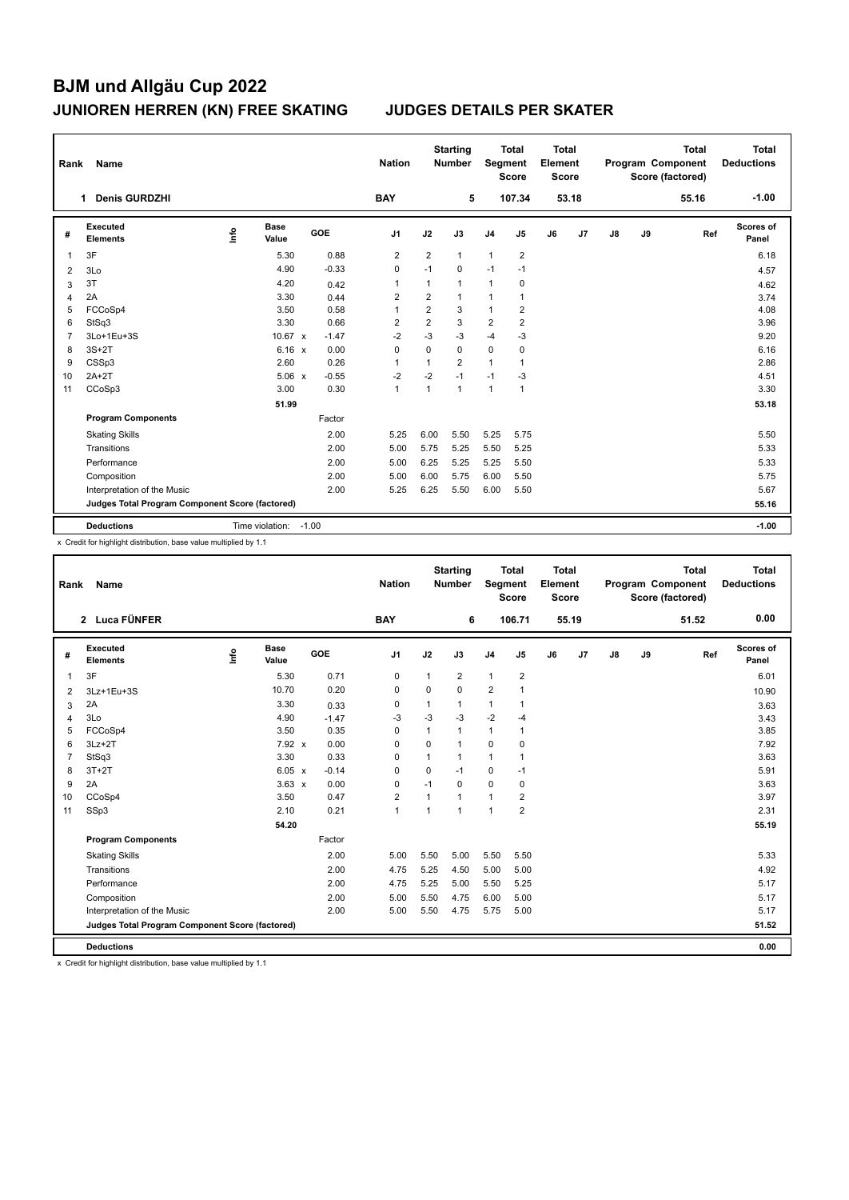# BJM und Allgäu Cup 2022

## JUNIOREN HERREN (KN) FREE SKATING    JUDGES DETAILS PER SKATER

| Rank | Name | Nation | Starting Number | Total Segment Score | Total Element Score | Total Program Component Score (factored) | Total Deductions |
|---|---|---|---|---|---|---|---|
| 1 | Denis GURDZHI | BAY | 5 | 107.34 | 53.18 | 55.16 | -1.00 |

| # | Executed Elements | Info | Base Value | | GOE | J1 | J2 | J3 | J4 | J5 | J6 | J7 | J8 | J9 | Ref | Scores of Panel |
|---|---|---|---|---|---|---|---|---|---|---|---|---|---|---|---|---|
| 1 | 3F | | 5.30 | | 0.88 | 2 | 2 | 1 | 1 | 2 | | | | | | 6.18 |
| 2 | 3Lo | | 4.90 | | -0.33 | 0 | -1 | 0 | -1 | -1 | | | | | | 4.57 |
| 3 | 3T | | 4.20 | | 0.42 | 1 | 1 | 1 | 1 | 0 | | | | | | 4.62 |
| 4 | 2A | | 3.30 | | 0.44 | 2 | 2 | 1 | 1 | 1 | | | | | | 3.74 |
| 5 | FCCoSp4 | | 3.50 | | 0.58 | 1 | 2 | 3 | 1 | 2 | | | | | | 4.08 |
| 6 | StSq3 | | 3.30 | | 0.66 | 2 | 2 | 3 | 2 | 2 | | | | | | 3.96 |
| 7 | 3Lo+1Eu+3S | | 10.67 | x | -1.47 | -2 | -3 | -3 | -4 | -3 | | | | | | 9.20 |
| 8 | 3S+2T | | 6.16 | x | 0.00 | 0 | 0 | 0 | 0 | 0 | | | | | | 6.16 |
| 9 | CSSp3 | | 2.60 | | 0.26 | 1 | 1 | 2 | 1 | 1 | | | | | | 2.86 |
| 10 | 2A+2T | | 5.06 | x | -0.55 | -2 | -2 | -1 | -1 | -3 | | | | | | 4.51 |
| 11 | CCoSp3 | | 3.00 | | 0.30 | 1 | 1 | 1 | 1 | 1 | | | | | | 3.30 |
| | | | 51.99 | | | | | | | | | | | | | 53.18 |
| | **Program Components** | | | | Factor | | | | | | | | | | | |
| | Skating Skills | | | | 2.00 | 5.25 | 6.00 | 5.50 | 5.25 | 5.75 | | | | | | 5.50 |
| | Transitions | | | | 2.00 | 5.00 | 5.75 | 5.25 | 5.50 | 5.25 | | | | | | 5.33 |
| | Performance | | | | 2.00 | 5.00 | 6.25 | 5.25 | 5.25 | 5.50 | | | | | | 5.33 |
| | Composition | | | | 2.00 | 5.00 | 6.00 | 5.75 | 6.00 | 5.50 | | | | | | 5.75 |
| | Interpretation of the Music | | | | 2.00 | 5.25 | 6.25 | 5.50 | 6.00 | 5.50 | | | | | | 5.67 |
| | **Judges Total Program Component Score (factored)** | | | | | | | | | | | | | | | 55.16 |
| | **Deductions** | | Time violation: | | -1.00 | | | | | | | | | | | -1.00 |

x Credit for highlight distribution, base value multiplied by 1.1

| Rank | Name | Nation | Starting Number | Total Segment Score | Total Element Score | Total Program Component Score (factored) | Total Deductions |
|---|---|---|---|---|---|---|---|
| 2 | Luca FÜNFER | BAY | 6 | 106.71 | 55.19 | 51.52 | 0.00 |

| # | Executed Elements | Info | Base Value | | GOE | J1 | J2 | J3 | J4 | J5 | J6 | J7 | J8 | J9 | Ref | Scores of Panel |
|---|---|---|---|---|---|---|---|---|---|---|---|---|---|---|---|---|
| 1 | 3F | | 5.30 | | 0.71 | 0 | 1 | 2 | 1 | 2 | | | | | | 6.01 |
| 2 | 3Lz+1Eu+3S | | 10.70 | | 0.20 | 0 | 0 | 0 | 2 | 1 | | | | | | 10.90 |
| 3 | 2A | | 3.30 | | 0.33 | 0 | 1 | 1 | 1 | 1 | | | | | | 3.63 |
| 4 | 3Lo | | 4.90 | | -1.47 | -3 | -3 | -3 | -2 | -4 | | | | | | 3.43 |
| 5 | FCCoSp4 | | 3.50 | | 0.35 | 0 | 1 | 1 | 1 | 1 | | | | | | 3.85 |
| 6 | 3Lz+2T | | 7.92 | x | 0.00 | 0 | 0 | 1 | 0 | 0 | | | | | | 7.92 |
| 7 | StSq3 | | 3.30 | | 0.33 | 0 | 1 | 1 | 1 | 1 | | | | | | 3.63 |
| 8 | 3T+2T | | 6.05 | x | -0.14 | 0 | 0 | -1 | 0 | -1 | | | | | | 5.91 |
| 9 | 2A | | 3.63 | x | 0.00 | 0 | -1 | 0 | 0 | 0 | | | | | | 3.63 |
| 10 | CCoSp4 | | 3.50 | | 0.47 | 2 | 1 | 1 | 1 | 2 | | | | | | 3.97 |
| 11 | SSp3 | | 2.10 | | 0.21 | 1 | 1 | 1 | 1 | 2 | | | | | | 2.31 |
| | | | 54.20 | | | | | | | | | | | | | 55.19 |
| | **Program Components** | | | | Factor | | | | | | | | | | | |
| | Skating Skills | | | | 2.00 | 5.00 | 5.50 | 5.00 | 5.50 | 5.50 | | | | | | 5.33 |
| | Transitions | | | | 2.00 | 4.75 | 5.25 | 4.50 | 5.00 | 5.00 | | | | | | 4.92 |
| | Performance | | | | 2.00 | 4.75 | 5.25 | 5.00 | 5.50 | 5.25 | | | | | | 5.17 |
| | Composition | | | | 2.00 | 5.00 | 5.50 | 4.75 | 6.00 | 5.00 | | | | | | 5.17 |
| | Interpretation of the Music | | | | 2.00 | 5.00 | 5.50 | 4.75 | 5.75 | 5.00 | | | | | | 5.17 |
| | **Judges Total Program Component Score (factored)** | | | | | | | | | | | | | | | 51.52 |
| | **Deductions** | | | | | | | | | | | | | | | 0.00 |

x Credit for highlight distribution, base value multiplied by 1.1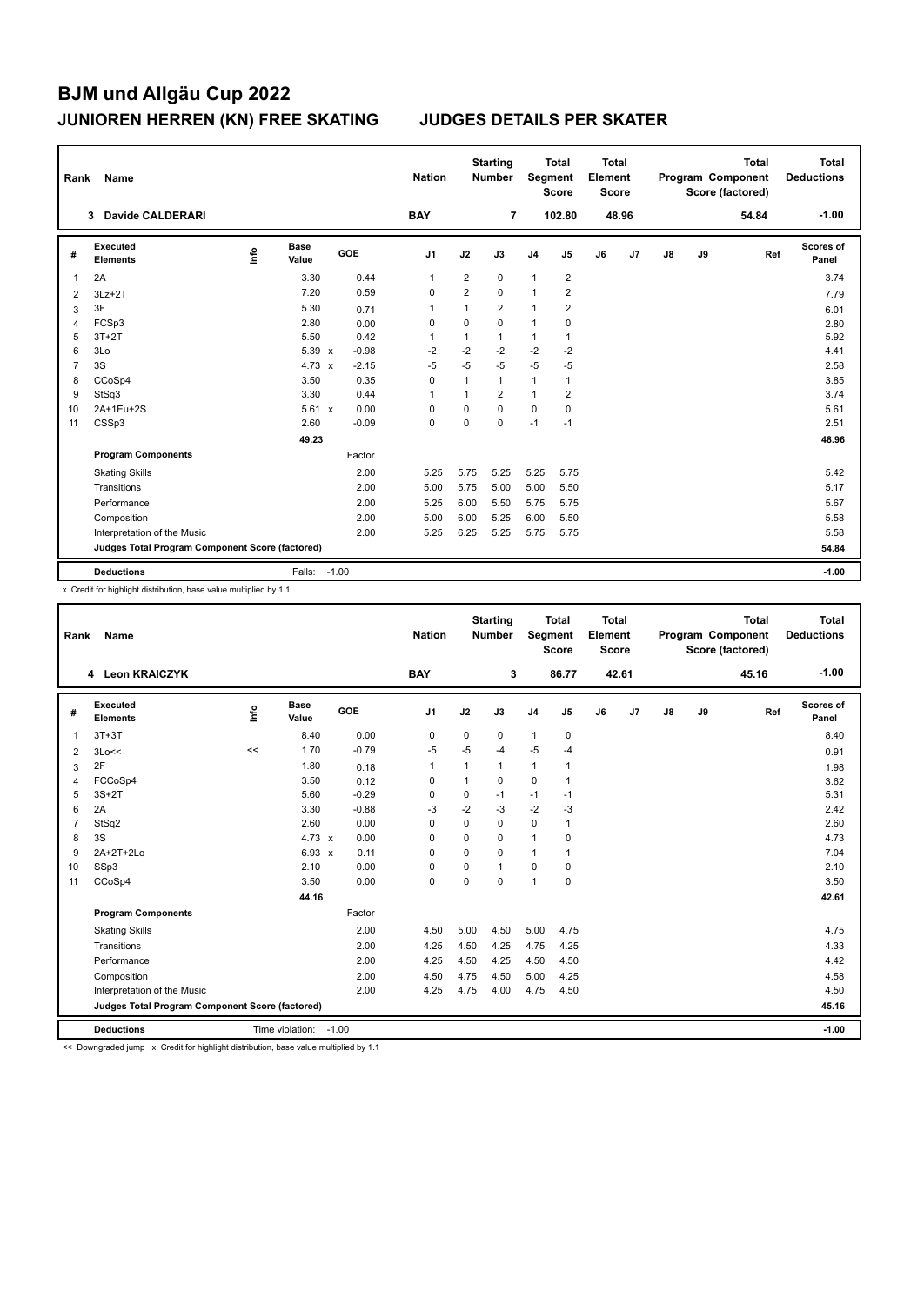# BJM und Allgäu Cup 2022

## JUNIOREN HERREN (KN) FREE SKATING JUDGES DETAILS PER SKATER

| Rank | Name | Nation | Starting Number | Total Segment Score | Total Element Score | Total Program Component Score (factored) | Total Deductions |
|---|---|---|---|---|---|---|---|
| 3 | Davide CALDERARI | BAY | 7 | 102.80 | 48.96 | 54.84 | -1.00 |

| # | Executed Elements | Info | Base Value | | GOE | J1 | J2 | J3 | J4 | J5 | J6 | J7 | J8 | J9 | Ref | Scores of Panel |
|---|---|---|---|---|---|---|---|---|---|---|---|---|---|---|---|---|
| 1 | 2A | | 3.30 | | 0.44 | 1 | 2 | 0 | 1 | 2 | | | | | | 3.74 |
| 2 | 3Lz+2T | | 7.20 | | 0.59 | 0 | 2 | 0 | 1 | 2 | | | | | | 7.79 |
| 3 | 3F | | 5.30 | | 0.71 | 1 | 1 | 2 | 1 | 2 | | | | | | 6.01 |
| 4 | FCSp3 | | 2.80 | | 0.00 | 0 | 0 | 0 | 1 | 0 | | | | | | 2.80 |
| 5 | 3T+2T | | 5.50 | | 0.42 | 1 | 1 | 1 | 1 | 1 | | | | | | 5.92 |
| 6 | 3Lo | | 5.39 | x | -0.98 | -2 | -2 | -2 | -2 | -2 | | | | | | 4.41 |
| 7 | 3S | | 4.73 | x | -2.15 | -5 | -5 | -5 | -5 | -5 | | | | | | 2.58 |
| 8 | CCoSp4 | | 3.50 | | 0.35 | 0 | 1 | 1 | 1 | 1 | | | | | | 3.85 |
| 9 | StSq3 | | 3.30 | | 0.44 | 1 | 1 | 2 | 1 | 2 | | | | | | 3.74 |
| 10 | 2A+1Eu+2S | | 5.61 | x | 0.00 | 0 | 0 | 0 | 0 | 0 | | | | | | 5.61 |
| 11 | CSSp3 | | 2.60 | | -0.09 | 0 | 0 | 0 | -1 | -1 | | | | | | 2.51 |
| | | | 49.23 | | | | | | | | | | | | | 48.96 |
| | **Program Components** | | | | Factor | | | | | | | | | | | |
| | Skating Skills | | | | 2.00 | 5.25 | 5.75 | 5.25 | 5.25 | 5.75 | | | | | | 5.42 |
| | Transitions | | | | 2.00 | 5.00 | 5.75 | 5.00 | 5.00 | 5.50 | | | | | | 5.17 |
| | Performance | | | | 2.00 | 5.25 | 6.00 | 5.50 | 5.75 | 5.75 | | | | | | 5.67 |
| | Composition | | | | 2.00 | 5.00 | 6.00 | 5.25 | 6.00 | 5.50 | | | | | | 5.58 |
| | Interpretation of the Music | | | | 2.00 | 5.25 | 6.25 | 5.25 | 5.75 | 5.75 | | | | | | 5.58 |
| | **Judges Total Program Component Score (factored)** | | | | | | | | | | | | | | | 54.84 |
| | **Deductions** | | Falls: | | -1.00 | | | | | | | | | | | -1.00 |

x Credit for highlight distribution, base value multiplied by 1.1

| Rank | Name | Nation | Starting Number | Total Segment Score | Total Element Score | Total Program Component Score (factored) | Total Deductions |
|---|---|---|---|---|---|---|---|
| 4 | Leon KRAICZYK | BAY | 3 | 86.77 | 42.61 | 45.16 | -1.00 |

| # | Executed Elements | Info | Base Value | | GOE | J1 | J2 | J3 | J4 | J5 | J6 | J7 | J8 | J9 | Ref | Scores of Panel |
|---|---|---|---|---|---|---|---|---|---|---|---|---|---|---|---|---|
| 1 | 3T+3T | | 8.40 | | 0.00 | 0 | 0 | 0 | 1 | 0 | | | | | | 8.40 |
| 2 | 3Lo<< | << | 1.70 | | -0.79 | -5 | -5 | -4 | -5 | -4 | | | | | | 0.91 |
| 3 | 2F | | 1.80 | | 0.18 | 1 | 1 | 1 | 1 | 1 | | | | | | 1.98 |
| 4 | FCCoSp4 | | 3.50 | | 0.12 | 0 | 1 | 0 | 0 | 1 | | | | | | 3.62 |
| 5 | 3S+2T | | 5.60 | | -0.29 | 0 | 0 | -1 | -1 | -1 | | | | | | 5.31 |
| 6 | 2A | | 3.30 | | -0.88 | -3 | -2 | -3 | -2 | -3 | | | | | | 2.42 |
| 7 | StSq2 | | 2.60 | | 0.00 | 0 | 0 | 0 | 0 | 1 | | | | | | 2.60 |
| 8 | 3S | | 4.73 | x | 0.00 | 0 | 0 | 0 | 1 | 0 | | | | | | 4.73 |
| 9 | 2A+2T+2Lo | | 6.93 | x | 0.11 | 0 | 0 | 0 | 1 | 1 | | | | | | 7.04 |
| 10 | SSp3 | | 2.10 | | 0.00 | 0 | 0 | 1 | 0 | 0 | | | | | | 2.10 |
| 11 | CCoSp4 | | 3.50 | | 0.00 | 0 | 0 | 0 | 1 | 0 | | | | | | 3.50 |
| | | | 44.16 | | | | | | | | | | | | | 42.61 |
| | **Program Components** | | | | Factor | | | | | | | | | | | |
| | Skating Skills | | | | 2.00 | 4.50 | 5.00 | 4.50 | 5.00 | 4.75 | | | | | | 4.75 |
| | Transitions | | | | 2.00 | 4.25 | 4.50 | 4.25 | 4.75 | 4.25 | | | | | | 4.33 |
| | Performance | | | | 2.00 | 4.25 | 4.50 | 4.25 | 4.50 | 4.50 | | | | | | 4.42 |
| | Composition | | | | 2.00 | 4.50 | 4.75 | 4.50 | 5.00 | 4.25 | | | | | | 4.58 |
| | Interpretation of the Music | | | | 2.00 | 4.25 | 4.75 | 4.00 | 4.75 | 4.50 | | | | | | 4.50 |
| | **Judges Total Program Component Score (factored)** | | | | | | | | | | | | | | | 45.16 |
| | **Deductions** | | Time violation: | | -1.00 | | | | | | | | | | | -1.00 |

<< Downgraded jump x Credit for highlight distribution, base value multiplied by 1.1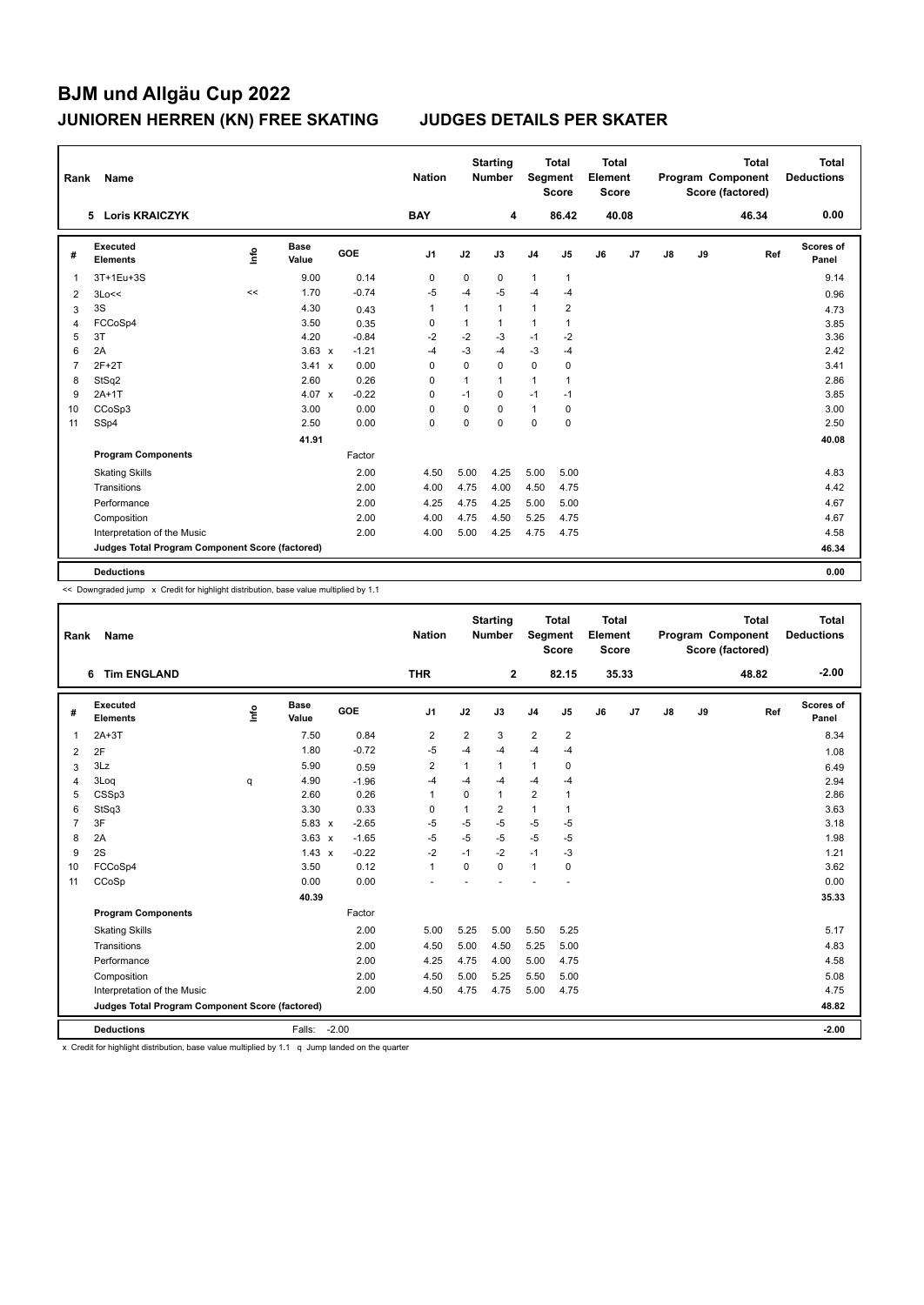# BJM und Allgäu Cup 2022

## JUNIOREN HERREN (KN) FREE SKATING JUDGES DETAILS PER SKATER

| Rank | Name | Nation | Starting Number | Total Segment Score | Total Element Score | Total Program Component Score (factored) | Total Deductions |
|---|---|---|---|---|---|---|---|
| 5 | Loris KRAICZYK | BAY | 4 | 86.42 | 40.08 | 46.34 | 0.00 |

| # | Executed Elements | Info | Base Value | | GOE | J1 | J2 | J3 | J4 | J5 | J6 | J7 | J8 | J9 | Ref | Scores of Panel |
|---|---|---|---|---|---|---|---|---|---|---|---|---|---|---|---|---|
| 1 | 3T+1Eu+3S | | 9.00 | | 0.14 | 0 | 0 | 0 | 1 | 1 | | | | | | 9.14 |
| 2 | 3Lo<< | << | 1.70 | | -0.74 | -5 | -4 | -5 | -4 | -4 | | | | | | 0.96 |
| 3 | 3S | | 4.30 | | 0.43 | 1 | 1 | 1 | 1 | 2 | | | | | | 4.73 |
| 4 | FCCoSp4 | | 3.50 | | 0.35 | 0 | 1 | 1 | 1 | 1 | | | | | | 3.85 |
| 5 | 3T | | 4.20 | | -0.84 | -2 | -2 | -3 | -1 | -2 | | | | | | 3.36 |
| 6 | 2A | | 3.63 | x | -1.21 | -4 | -3 | -4 | -3 | -4 | | | | | | 2.42 |
| 7 | 2F+2T | | 3.41 | x | 0.00 | 0 | 0 | 0 | 0 | 0 | | | | | | 3.41 |
| 8 | StSq2 | | 2.60 | | 0.26 | 0 | 1 | 1 | 1 | 1 | | | | | | 2.86 |
| 9 | 2A+1T | | 4.07 | x | -0.22 | 0 | -1 | 0 | -1 | -1 | | | | | | 3.85 |
| 10 | CCoSp3 | | 3.00 | | 0.00 | 0 | 0 | 0 | 1 | 0 | | | | | | 3.00 |
| 11 | SSp4 | | 2.50 | | 0.00 | 0 | 0 | 0 | 0 | 0 | | | | | | 2.50 |
| | | | 41.91 | | | | | | | | | | | | | 40.08 |
| | **Program Components** | | | | Factor | | | | | | | | | | | |
| | Skating Skills | | | | 2.00 | 4.50 | 5.00 | 4.25 | 5.00 | 5.00 | | | | | | 4.83 |
| | Transitions | | | | 2.00 | 4.00 | 4.75 | 4.00 | 4.50 | 4.75 | | | | | | 4.42 |
| | Performance | | | | 2.00 | 4.25 | 4.75 | 4.25 | 5.00 | 5.00 | | | | | | 4.67 |
| | Composition | | | | 2.00 | 4.00 | 4.75 | 4.50 | 5.25 | 4.75 | | | | | | 4.67 |
| | Interpretation of the Music | | | | 2.00 | 4.00 | 5.00 | 4.25 | 4.75 | 4.75 | | | | | | 4.58 |
| | **Judges Total Program Component Score (factored)** | | | | | | | | | | | | | | | 46.34 |
| | **Deductions** | | | | | | | | | | | | | | | 0.00 |

<< Downgraded jump x Credit for highlight distribution, base value multiplied by 1.1

| Rank | Name | Nation | Starting Number | Total Segment Score | Total Element Score | Total Program Component Score (factored) | Total Deductions |
|---|---|---|---|---|---|---|---|
| 6 | Tim ENGLAND | THR | 2 | 82.15 | 35.33 | 48.82 | -2.00 |

| # | Executed Elements | Info | Base Value | | GOE | J1 | J2 | J3 | J4 | J5 | J6 | J7 | J8 | J9 | Ref | Scores of Panel |
|---|---|---|---|---|---|---|---|---|---|---|---|---|---|---|---|---|
| 1 | 2A+3T | | 7.50 | | 0.84 | 2 | 2 | 3 | 2 | 2 | | | | | | 8.34 |
| 2 | 2F | | 1.80 | | -0.72 | -5 | -4 | -4 | -4 | -4 | | | | | | 1.08 |
| 3 | 3Lz | | 5.90 | | 0.59 | 2 | 1 | 1 | 1 | 0 | | | | | | 6.49 |
| 4 | 3Loq | q | 4.90 | | -1.96 | -4 | -4 | -4 | -4 | -4 | | | | | | 2.94 |
| 5 | CSSp3 | | 2.60 | | 0.26 | 1 | 0 | 1 | 2 | 1 | | | | | | 2.86 |
| 6 | StSq3 | | 3.30 | | 0.33 | 0 | 1 | 2 | 1 | 1 | | | | | | 3.63 |
| 7 | 3F | | 5.83 | x | -2.65 | -5 | -5 | -5 | -5 | -5 | | | | | | 3.18 |
| 8 | 2A | | 3.63 | x | -1.65 | -5 | -5 | -5 | -5 | -5 | | | | | | 1.98 |
| 9 | 2S | | 1.43 | x | -0.22 | -2 | -1 | -2 | -1 | -3 | | | | | | 1.21 |
| 10 | FCCoSp4 | | 3.50 | | 0.12 | 1 | 0 | 0 | 1 | 0 | | | | | | 3.62 |
| 11 | CCoSp | | 0.00 | | 0.00 | - | - | - | - | - | | | | | | 0.00 |
| | | | 40.39 | | | | | | | | | | | | | 35.33 |
| | **Program Components** | | | | Factor | | | | | | | | | | | |
| | Skating Skills | | | | 2.00 | 5.00 | 5.25 | 5.00 | 5.50 | 5.25 | | | | | | 5.17 |
| | Transitions | | | | 2.00 | 4.50 | 5.00 | 4.50 | 5.25 | 5.00 | | | | | | 4.83 |
| | Performance | | | | 2.00 | 4.25 | 4.75 | 4.00 | 5.00 | 4.75 | | | | | | 4.58 |
| | Composition | | | | 2.00 | 4.50 | 5.00 | 5.25 | 5.50 | 5.00 | | | | | | 5.08 |
| | Interpretation of the Music | | | | 2.00 | 4.50 | 4.75 | 4.75 | 5.00 | 4.75 | | | | | | 4.75 |
| | **Judges Total Program Component Score (factored)** | | | | | | | | | | | | | | | 48.82 |
| | **Deductions** | | Falls: | | -2.00 | | | | | | | | | | | -2.00 |

x Credit for highlight distribution, base value multiplied by 1.1 q Jump landed on the quarter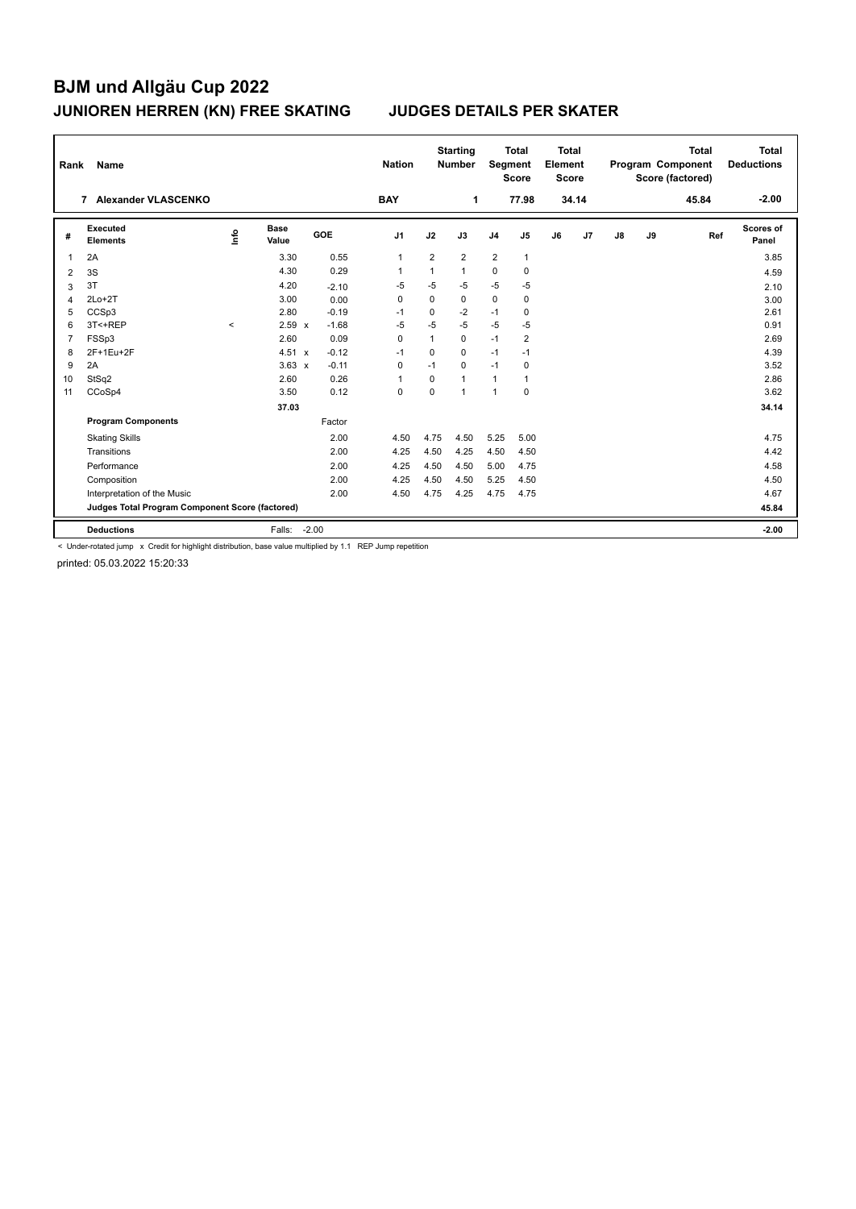# BJM und Allgäu Cup 2022

## JUNIOREN HERREN (KN) FREE SKATING JUDGES DETAILS PER SKATER

| Rank | Name | Nation | Starting Number | Total Segment Score | Total Element Score | Total Program Component Score (factored) | Total Deductions |
|---|---|---|---|---|---|---|---|
| 7 | Alexander VLASCENKO | BAY | 1 | 77.98 | 34.14 | 45.84 | -2.00 |

| # | Executed Elements | Info | Base Value | | GOE | J1 | J2 | J3 | J4 | J5 | J6 | J7 | J8 | J9 | Ref | Scores of Panel |
|---|---|---|---|---|---|---|---|---|---|---|---|---|---|---|---|---|
| 1 | 2A | | 3.30 | | 0.55 | 1 | 2 | 2 | 2 | 1 | | | | | | 3.85 |
| 2 | 3S | | 4.30 | | 0.29 | 1 | 1 | 1 | 0 | 0 | | | | | | 4.59 |
| 3 | 3T | | 4.20 | | -2.10 | -5 | -5 | -5 | -5 | -5 | | | | | | 2.10 |
| 4 | 2Lo+2T | | 3.00 | | 0.00 | 0 | 0 | 0 | 0 | 0 | | | | | | 3.00 |
| 5 | CCSp3 | | 2.80 | | -0.19 | -1 | 0 | -2 | -1 | 0 | | | | | | 2.61 |
| 6 | 3T<+REP | < | 2.59 | x | -1.68 | -5 | -5 | -5 | -5 | -5 | | | | | | 0.91 |
| 7 | FSSp3 | | 2.60 | | 0.09 | 0 | 1 | 0 | -1 | 2 | | | | | | 2.69 |
| 8 | 2F+1Eu+2F | | 4.51 | x | -0.12 | -1 | 0 | 0 | -1 | -1 | | | | | | 4.39 |
| 9 | 2A | | 3.63 | x | -0.11 | 0 | -1 | 0 | -1 | 0 | | | | | | 3.52 |
| 10 | StSq2 | | 2.60 | | 0.26 | 1 | 0 | 1 | 1 | 1 | | | | | | 2.86 |
| 11 | CCoSp4 | | 3.50 | | 0.12 | 0 | 0 | 1 | 1 | 0 | | | | | | 3.62 |
| | | | 37.03 | | | | | | | | | | | | | 34.14 |
| | **Program Components** | | | | Factor | | | | | | | | | | | |
| | Skating Skills | | | | 2.00 | 4.50 | 4.75 | 4.50 | 5.25 | 5.00 | | | | | | 4.75 |
| | Transitions | | | | 2.00 | 4.25 | 4.50 | 4.25 | 4.50 | 4.50 | | | | | | 4.42 |
| | Performance | | | | 2.00 | 4.25 | 4.50 | 4.50 | 5.00 | 4.75 | | | | | | 4.58 |
| | Composition | | | | 2.00 | 4.25 | 4.50 | 4.50 | 5.25 | 4.50 | | | | | | 4.50 |
| | Interpretation of the Music | | | | 2.00 | 4.50 | 4.75 | 4.25 | 4.75 | 4.75 | | | | | | 4.67 |
| | **Judges Total Program Component Score (factored)** | | | | | | | | | | | | | | | 45.84 |
| | **Deductions** | | Falls: | | -2.00 | | | | | | | | | | | -2.00 |

< Under-rotated jump x Credit for highlight distribution, base value multiplied by 1.1 REP Jump repetition

printed: 05.03.2022 15:20:33